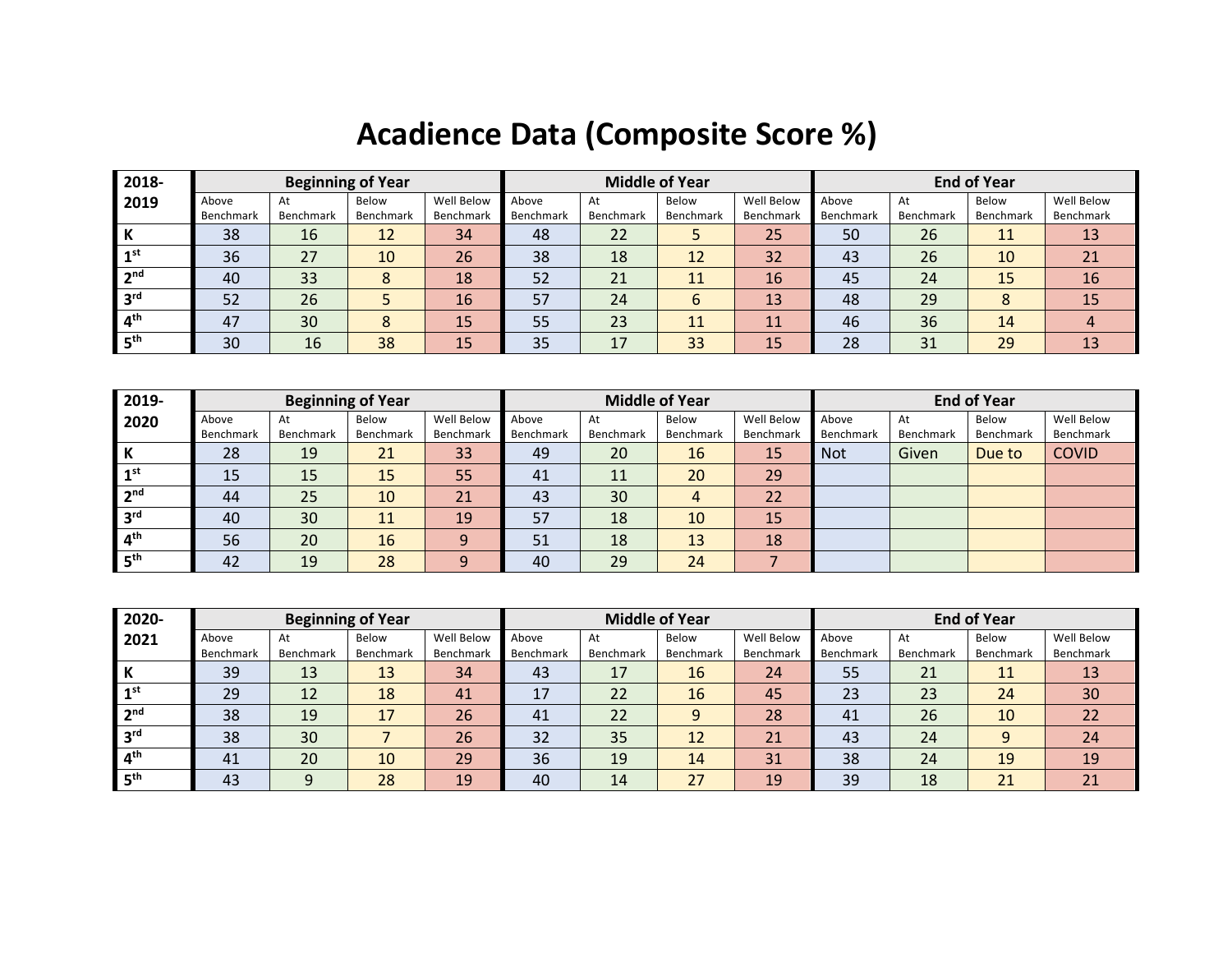# Acadience Data (Composite Score %)

| 2018-2019 | Beginning of Year | | | | Middle of Year | | | | End of Year | | | |
|---|---|---|---|---|---|---|---|---|---|---|---|---|
| | Above Benchmark | At Benchmark | Below Benchmark | Well Below Benchmark | Above Benchmark | At Benchmark | Below Benchmark | Well Below Benchmark | Above Benchmark | At Benchmark | Below Benchmark | Well Below Benchmark |
| K | 38 | 16 | 12 | 34 | 48 | 22 | 5 | 25 | 50 | 26 | 11 | 13 |
| 1st | 36 | 27 | 10 | 26 | 38 | 18 | 12 | 32 | 43 | 26 | 10 | 21 |
| 2nd | 40 | 33 | 8 | 18 | 52 | 21 | 11 | 16 | 45 | 24 | 15 | 16 |
| 3rd | 52 | 26 | 5 | 16 | 57 | 24 | 6 | 13 | 48 | 29 | 8 | 15 |
| 4th | 47 | 30 | 8 | 15 | 55 | 23 | 11 | 11 | 46 | 36 | 14 | 4 |
| 5th | 30 | 16 | 38 | 15 | 35 | 17 | 33 | 15 | 28 | 31 | 29 | 13 |

| 2019-2020 | Beginning of Year | | | | Middle of Year | | | | End of Year | | | |
|---|---|---|---|---|---|---|---|---|---|---|---|---|
| | Above Benchmark | At Benchmark | Below Benchmark | Well Below Benchmark | Above Benchmark | At Benchmark | Below Benchmark | Well Below Benchmark | Above Benchmark | At Benchmark | Below Benchmark | Well Below Benchmark |
| K | 28 | 19 | 21 | 33 | 49 | 20 | 16 | 15 | Not | Given | Due to | COVID |
| 1st | 15 | 15 | 15 | 55 | 41 | 11 | 20 | 29 | | | | |
| 2nd | 44 | 25 | 10 | 21 | 43 | 30 | 4 | 22 | | | | |
| 3rd | 40 | 30 | 11 | 19 | 57 | 18 | 10 | 15 | | | | |
| 4th | 56 | 20 | 16 | 9 | 51 | 18 | 13 | 18 | | | | |
| 5th | 42 | 19 | 28 | 9 | 40 | 29 | 24 | 7 | | | | |

| 2020-2021 | Beginning of Year | | | | Middle of Year | | | | End of Year | | | |
|---|---|---|---|---|---|---|---|---|---|---|---|---|
| | Above Benchmark | At Benchmark | Below Benchmark | Well Below Benchmark | Above Benchmark | At Benchmark | Below Benchmark | Well Below Benchmark | Above Benchmark | At Benchmark | Below Benchmark | Well Below Benchmark |
| K | 39 | 13 | 13 | 34 | 43 | 17 | 16 | 24 | 55 | 21 | 11 | 13 |
| 1st | 29 | 12 | 18 | 41 | 17 | 22 | 16 | 45 | 23 | 23 | 24 | 30 |
| 2nd | 38 | 19 | 17 | 26 | 41 | 22 | 9 | 28 | 41 | 26 | 10 | 22 |
| 3rd | 38 | 30 | 7 | 26 | 32 | 35 | 12 | 21 | 43 | 24 | 9 | 24 |
| 4th | 41 | 20 | 10 | 29 | 36 | 19 | 14 | 31 | 38 | 24 | 19 | 19 |
| 5th | 43 | 9 | 28 | 19 | 40 | 14 | 27 | 19 | 39 | 18 | 21 | 21 |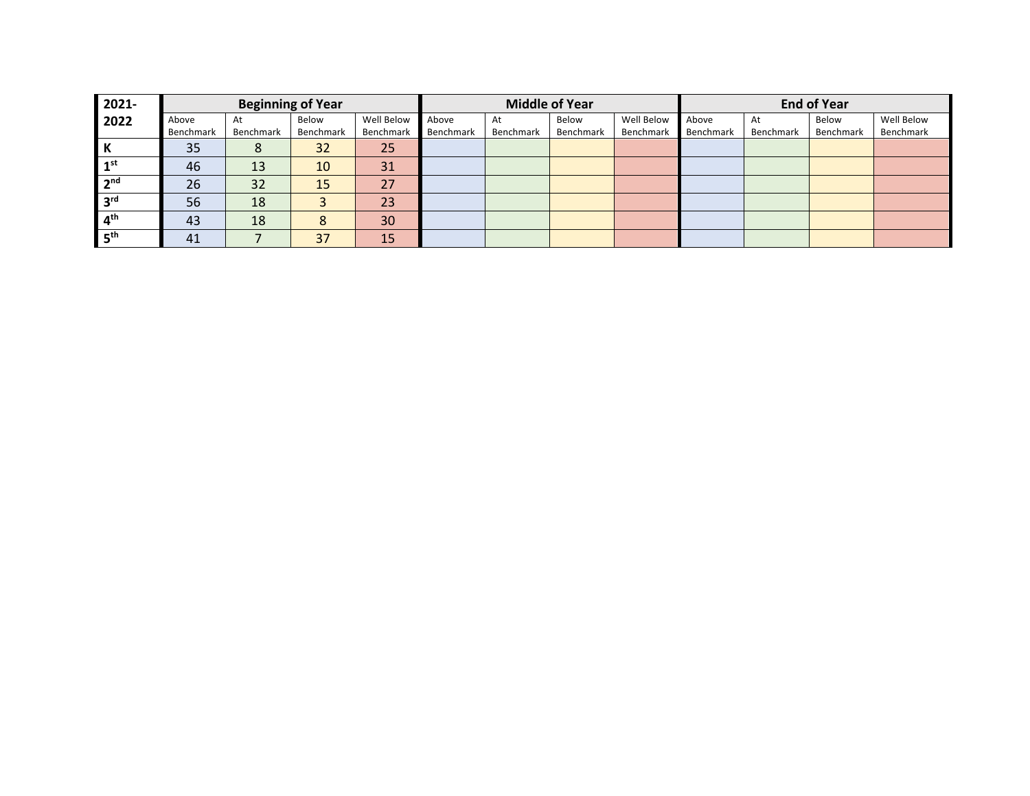| 2021-2022 | Beginning of Year | | | | Middle of Year | | | | End of Year | | | |
|---|---|---|---|---|---|---|---|---|---|---|---|---|
| | Above Benchmark | At Benchmark | Below Benchmark | Well Below Benchmark | Above Benchmark | At Benchmark | Below Benchmark | Well Below Benchmark | Above Benchmark | At Benchmark | Below Benchmark | Well Below Benchmark |
| K | 35 | 8 | 32 | 25 | | | | | | | | |
| 1st | 46 | 13 | 10 | 31 | | | | | | | | |
| 2nd | 26 | 32 | 15 | 27 | | | | | | | | |
| 3rd | 56 | 18 | 3 | 23 | | | | | | | | |
| 4th | 43 | 18 | 8 | 30 | | | | | | | | |
| 5th | 41 | 7 | 37 | 15 | | | | | | | | |